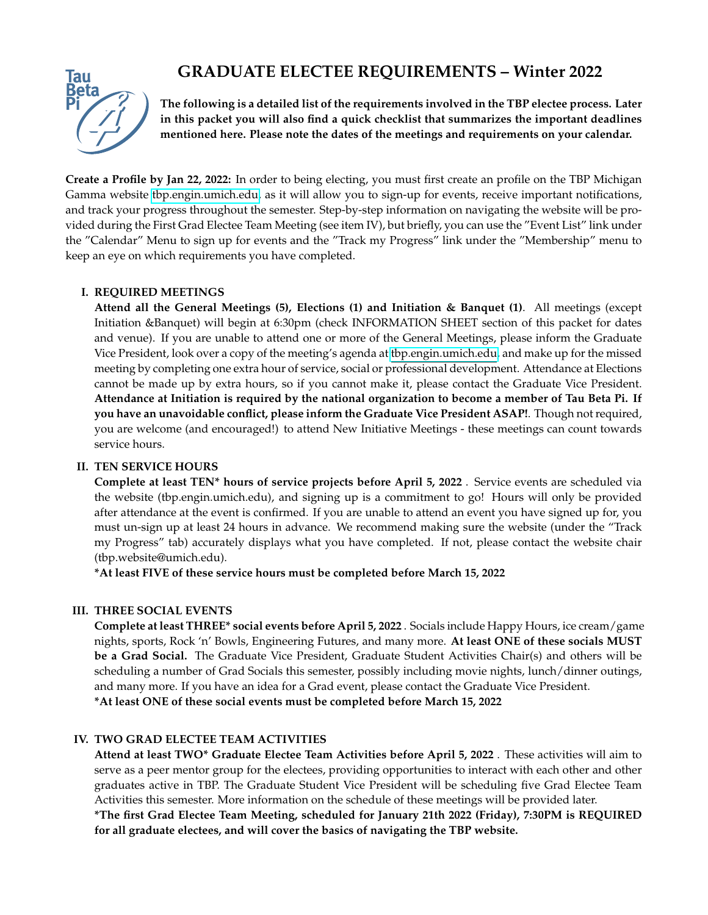# GRADUATE ELECTEE REQUIREMENTS – Winter 2022

**The following is a detailed list of the requirements involved in the TBP electee process. Later in this packet you will also find a quick checklist that summarizes the important deadlines mentioned here. Please note the dates of the meetings and requirements on your calendar.**

**Create a Profile by Jan 22, 2022:** In order to being electing, you must first create an profile on the TBP Michigan Gamma website tbp.engin.umich.edu, as it will allow you to sign-up for events, receive important notifications, and track your progress throughout the semester. Step-by-step information on navigating the website will be provided during the First Grad Electee Team Meeting (see item IV), but briefly, you can use the "Event List" link under the "Calendar" Menu to sign up for events and the "Track my Progress" link under the "Membership" menu to keep an eye on which requirements you have completed.

## I. REQUIRED MEETINGS

**Attend all the General Meetings (5), Elections (1) and Initiation & Banquet (1)**. All meetings (except Initiation &Banquet) will begin at 6:30pm (check INFORMATION SHEET section of this packet for dates and venue). If you are unable to attend one or more of the General Meetings, please inform the Graduate Vice President, look over a copy of the meeting's agenda at tbp.engin.umich.edu and make up for the missed meeting by completing one extra hour of service, social or professional development. Attendance at Elections cannot be made up by extra hours, so if you cannot make it, please contact the Graduate Vice President. **Attendance at Initiation is required by the national organization to become a member of Tau Beta Pi. If you have an unavoidable conflict, please inform the Graduate Vice President ASAP!**. Though not required, you are welcome (and encouraged!) to attend New Initiative Meetings - these meetings can count towards service hours.

## II. TEN SERVICE HOURS

**Complete at least TEN* hours of service projects before April 5, 2022** . Service events are scheduled via the website (tbp.engin.umich.edu), and signing up is a commitment to go! Hours will only be provided after attendance at the event is confirmed. If you are unable to attend an event you have signed up for, you must un-sign up at least 24 hours in advance. We recommend making sure the website (under the "Track my Progress" tab) accurately displays what you have completed. If not, please contact the website chair (tbp.website@umich.edu).

**\*At least FIVE of these service hours must be completed before March 15, 2022**

## III. THREE SOCIAL EVENTS

**Complete at least THREE* social events before April 5, 2022** . Socials include Happy Hours, ice cream/game nights, sports, Rock 'n' Bowls, Engineering Futures, and many more. **At least ONE of these socials MUST be a Grad Social.** The Graduate Vice President, Graduate Student Activities Chair(s) and others will be scheduling a number of Grad Socials this semester, possibly including movie nights, lunch/dinner outings, and many more. If you have an idea for a Grad event, please contact the Graduate Vice President.

**\*At least ONE of these social events must be completed before March 15, 2022**

## IV. TWO GRAD ELECTEE TEAM ACTIVITIES

**Attend at least TWO* Graduate Electee Team Activities before April 5, 2022** . These activities will aim to serve as a peer mentor group for the electees, providing opportunities to interact with each other and other graduates active in TBP. The Graduate Student Vice President will be scheduling five Grad Electee Team Activities this semester. More information on the schedule of these meetings will be provided later.

**\*The first Grad Electee Team Meeting, scheduled for January 21th 2022 (Friday), 7:30PM is REQUIRED for all graduate electees, and will cover the basics of navigating the TBP website.**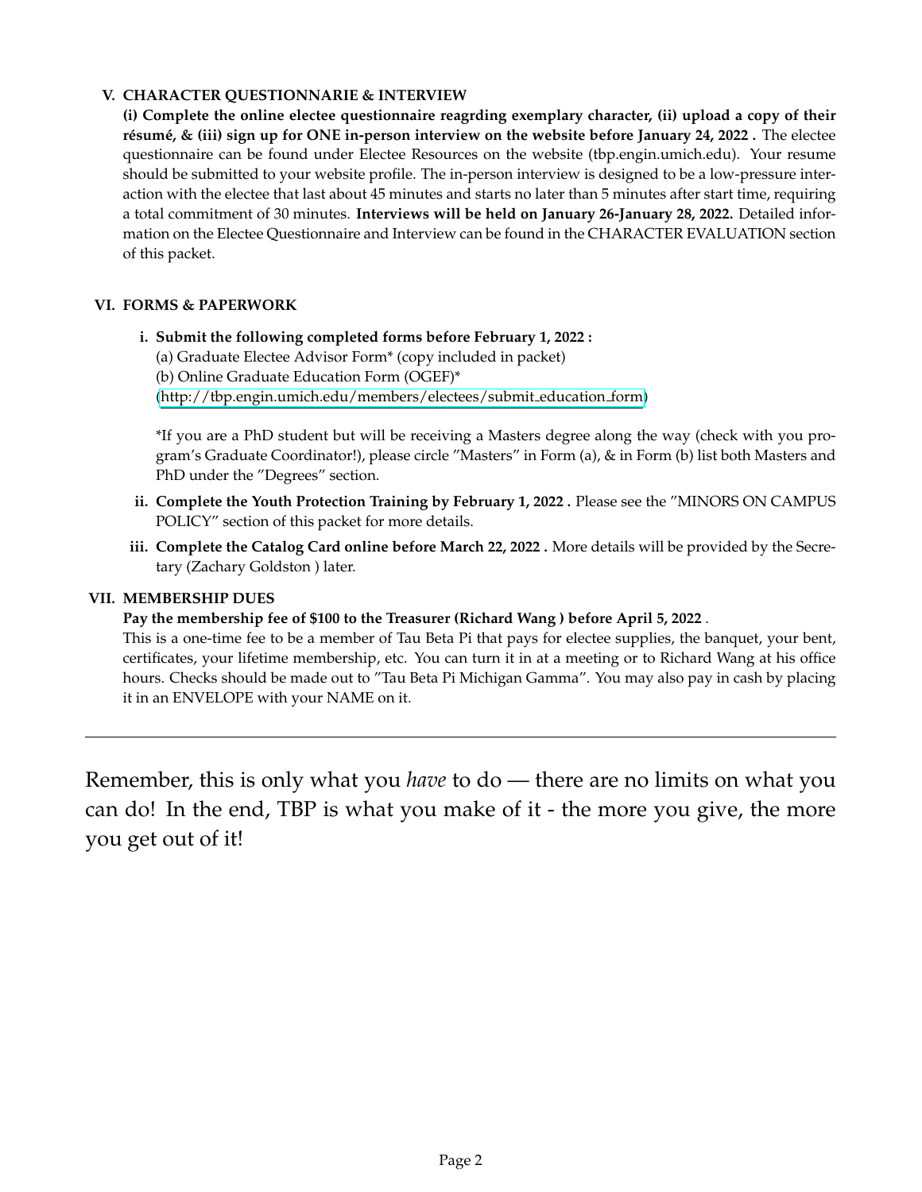**V. CHARACTER QUESTIONNARIE & INTERVIEW**

**(i) Complete the online electee questionnaire reagrding exemplary character, (ii) upload a copy of their résumé, & (iii) sign up for ONE in-person interview on the website before January 24, 2022 .** The electee questionnaire can be found under Electee Resources on the website (tbp.engin.umich.edu). Your resume should be submitted to your website profile. The in-person interview is designed to be a low-pressure interaction with the electee that last about 45 minutes and starts no later than 5 minutes after start time, requiring a total commitment of 30 minutes. **Interviews will be held on January 26-January 28, 2022.** Detailed information on the Electee Questionnaire and Interview can be found in the CHARACTER EVALUATION section of this packet.

**VI. FORMS & PAPERWORK**

**i. Submit the following completed forms before February 1, 2022 :**
(a) Graduate Electee Advisor Form* (copy included in packet)
(b) Online Graduate Education Form (OGEF)*
(http://tbp.engin.umich.edu/members/electees/submit_education_form)

*If you are a PhD student but will be receiving a Masters degree along the way (check with you program's Graduate Coordinator!), please circle "Masters" in Form (a), & in Form (b) list both Masters and PhD under the "Degrees" section.

**ii. Complete the Youth Protection Training by February 1, 2022 .** Please see the "MINORS ON CAMPUS POLICY" section of this packet for more details.

**iii. Complete the Catalog Card online before March 22, 2022 .** More details will be provided by the Secretary (Zachary Goldston ) later.

**VII. MEMBERSHIP DUES**

**Pay the membership fee of $100 to the Treasurer (Richard Wang ) before April 5, 2022** .
This is a one-time fee to be a member of Tau Beta Pi that pays for electee supplies, the banquet, your bent, certificates, your lifetime membership, etc. You can turn it in at a meeting or to Richard Wang at his office hours. Checks should be made out to "Tau Beta Pi Michigan Gamma". You may also pay in cash by placing it in an ENVELOPE with your NAME on it.

---

Remember, this is only what you *have* to do — there are no limits on what you can do! In the end, TBP is what you make of it - the more you give, the more you get out of it!